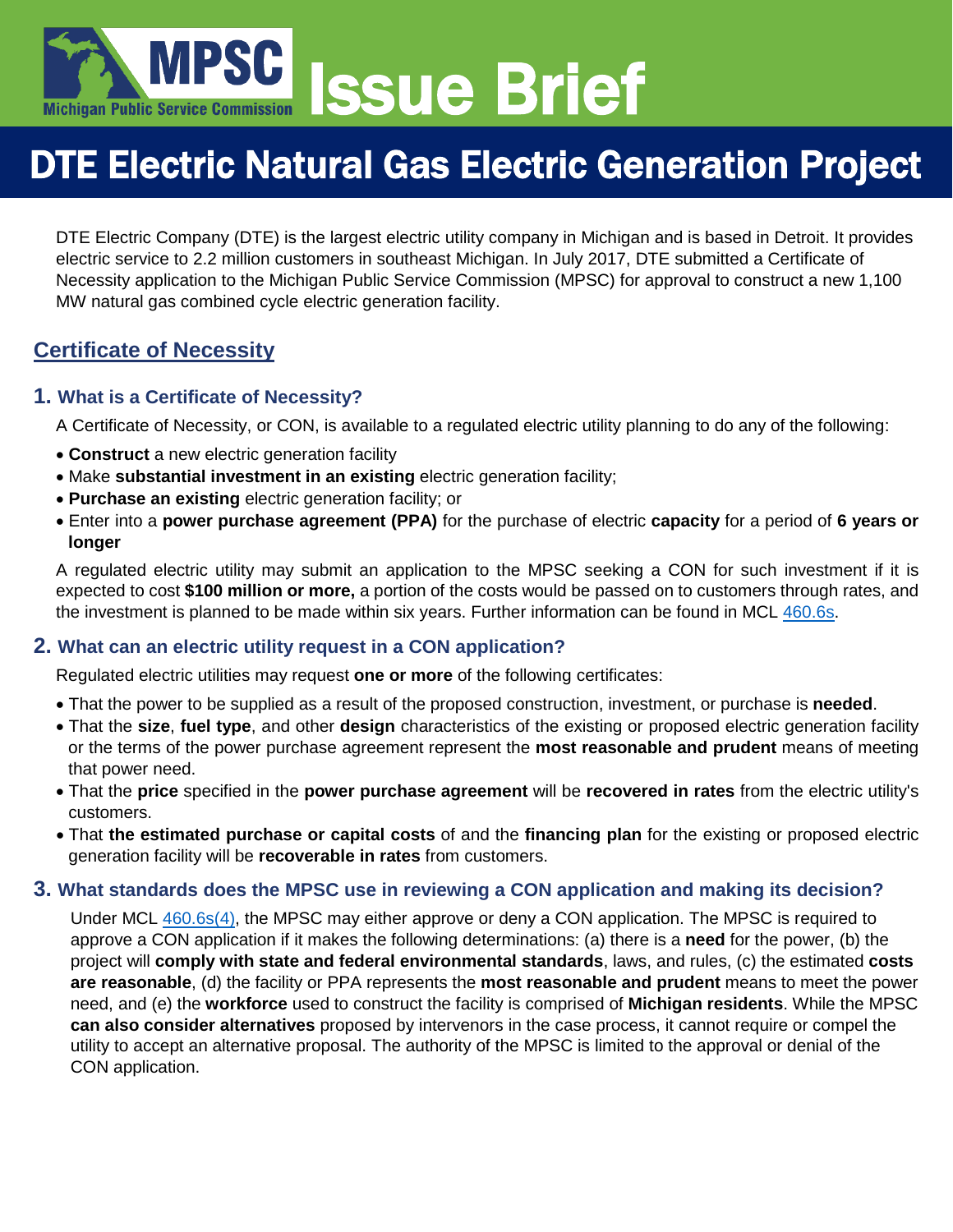# MPSC Issue Brief

## DTE Electric Natural Gas Electric Generation Project

DTE Electric Company (DTE) is the largest electric utility company in Michigan and is based in Detroit. It provides electric service to 2.2 million customers in southeast Michigan. In July 2017, DTE submitted a Certificate of Necessity application to the Michigan Public Service Commission (MPSC) for approval to construct a new 1,100 MW natural gas combined cycle electric generation facility.

## Certificate of Necessity

### 1. What is a Certificate of Necessity?

A Certificate of Necessity, or CON, is available to a regulated electric utility planning to do any of the following:

- **Construct** a new electric generation facility
- Make **substantial investment in an existing** electric generation facility;
- **Purchase an existing** electric generation facility; or
- Enter into a **power purchase agreement (PPA)** for the purchase of electric **capacity** for a period of **6 years or longer**

A regulated electric utility may submit an application to the MPSC seeking a CON for such investment if it is expected to cost **$100 million or more,** a portion of the costs would be passed on to customers through rates, and the investment is planned to be made within six years. Further information can be found in MCL 460.6s.

### 2. What can an electric utility request in a CON application?

Regulated electric utilities may request **one or more** of the following certificates:

- That the power to be supplied as a result of the proposed construction, investment, or purchase is **needed**.
- That the **size**, **fuel type**, and other **design** characteristics of the existing or proposed electric generation facility or the terms of the power purchase agreement represent the **most reasonable and prudent** means of meeting that power need.
- That the **price** specified in the **power purchase agreement** will be **recovered in rates** from the electric utility's customers.
- That **the estimated purchase or capital costs** of and the **financing plan** for the existing or proposed electric generation facility will be **recoverable in rates** from customers.

### 3. What standards does the MPSC use in reviewing a CON application and making its decision?

Under MCL 460.6s(4), the MPSC may either approve or deny a CON application. The MPSC is required to approve a CON application if it makes the following determinations: (a) there is a **need** for the power, (b) the project will **comply with state and federal environmental standards**, laws, and rules, (c) the estimated **costs are reasonable**, (d) the facility or PPA represents the **most reasonable and prudent** means to meet the power need, and (e) the **workforce** used to construct the facility is comprised of **Michigan residents**. While the MPSC **can also consider alternatives** proposed by intervenors in the case process, it cannot require or compel the utility to accept an alternative proposal. The authority of the MPSC is limited to the approval or denial of the CON application.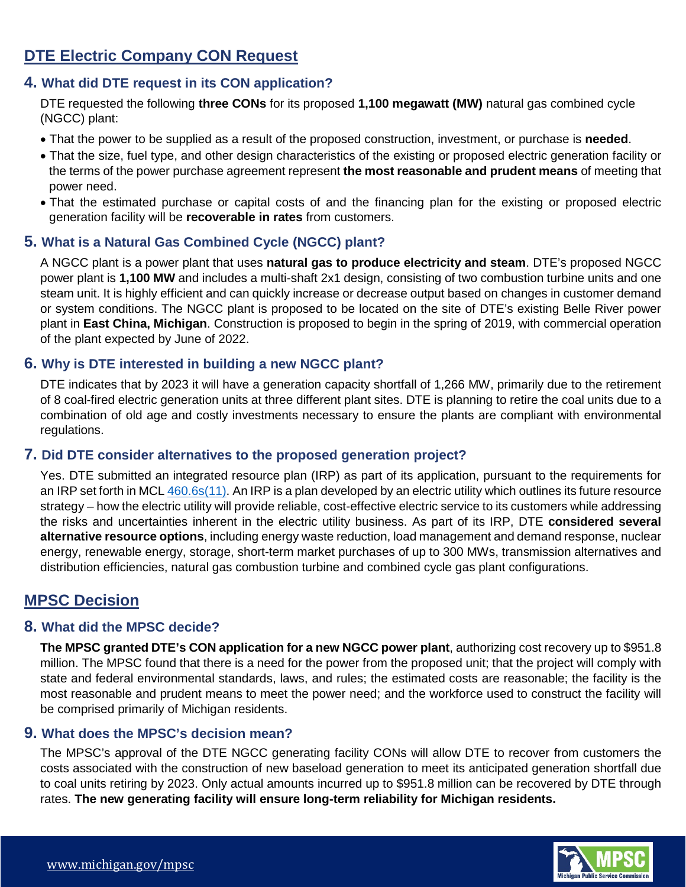## DTE Electric Company CON Request

### 4. What did DTE request in its CON application?

DTE requested the following **three CONs** for its proposed **1,100 megawatt (MW)** natural gas combined cycle (NGCC) plant:

- That the power to be supplied as a result of the proposed construction, investment, or purchase is **needed**.
- That the size, fuel type, and other design characteristics of the existing or proposed electric generation facility or the terms of the power purchase agreement represent **the most reasonable and prudent means** of meeting that power need.
- That the estimated purchase or capital costs of and the financing plan for the existing or proposed electric generation facility will be **recoverable in rates** from customers.

### 5. What is a Natural Gas Combined Cycle (NGCC) plant?

A NGCC plant is a power plant that uses **natural gas to produce electricity and steam**. DTE's proposed NGCC power plant is **1,100 MW** and includes a multi-shaft 2x1 design, consisting of two combustion turbine units and one steam unit. It is highly efficient and can quickly increase or decrease output based on changes in customer demand or system conditions. The NGCC plant is proposed to be located on the site of DTE's existing Belle River power plant in **East China, Michigan**. Construction is proposed to begin in the spring of 2019, with commercial operation of the plant expected by June of 2022.

### 6. Why is DTE interested in building a new NGCC plant?

DTE indicates that by 2023 it will have a generation capacity shortfall of 1,266 MW, primarily due to the retirement of 8 coal-fired electric generation units at three different plant sites. DTE is planning to retire the coal units due to a combination of old age and costly investments necessary to ensure the plants are compliant with environmental regulations.

### 7. Did DTE consider alternatives to the proposed generation project?

Yes. DTE submitted an integrated resource plan (IRP) as part of its application, pursuant to the requirements for an IRP set forth in MCL [460.6s(11)](). An IRP is a plan developed by an electric utility which outlines its future resource strategy – how the electric utility will provide reliable, cost-effective electric service to its customers while addressing the risks and uncertainties inherent in the electric utility business. As part of its IRP, DTE **considered several alternative resource options**, including energy waste reduction, load management and demand response, nuclear energy, renewable energy, storage, short-term market purchases of up to 300 MWs, transmission alternatives and distribution efficiencies, natural gas combustion turbine and combined cycle gas plant configurations.

## MPSC Decision

### 8. What did the MPSC decide?

**The MPSC granted DTE's CON application for a new NGCC power plant**, authorizing cost recovery up to $951.8 million. The MPSC found that there is a need for the power from the proposed unit; that the project will comply with state and federal environmental standards, laws, and rules; the estimated costs are reasonable; the facility is the most reasonable and prudent means to meet the power need; and the workforce used to construct the facility will be comprised primarily of Michigan residents.

### 9. What does the MPSC's decision mean?

The MPSC's approval of the DTE NGCC generating facility CONs will allow DTE to recover from customers the costs associated with the construction of new baseload generation to meet its anticipated generation shortfall due to coal units retiring by 2023. Only actual amounts incurred up to $951.8 million can be recovered by DTE through rates. **The new generating facility will ensure long-term reliability for Michigan residents.**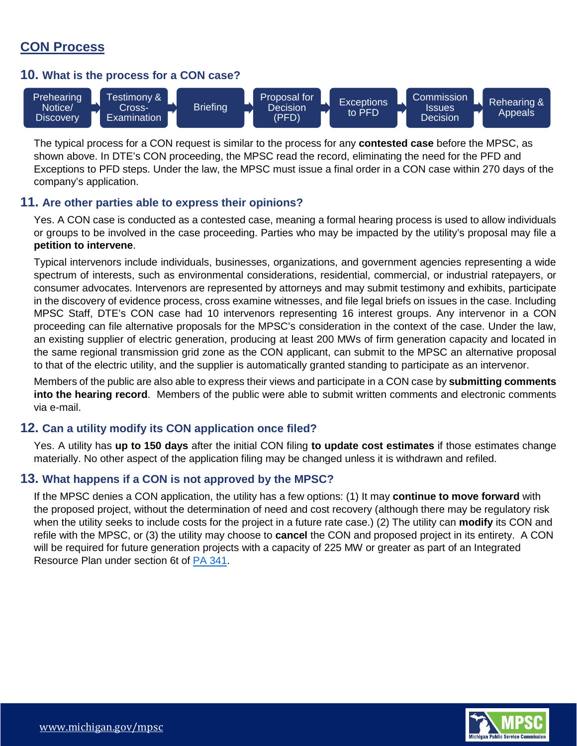## CON Process

### 10. What is the process for a CON case?

Prehearing Notice/ Discovery → Testimony & Cross-Examination → Briefing → Proposal for Decision (PFD) → Exceptions to PFD → Commission Issues Decision → Rehearing & Appeals

The typical process for a CON request is similar to the process for any **contested case** before the MPSC, as shown above. In DTE's CON proceeding, the MPSC read the record, eliminating the need for the PFD and Exceptions to PFD steps. Under the law, the MPSC must issue a final order in a CON case within 270 days of the company's application.

### 11. Are other parties able to express their opinions?

Yes. A CON case is conducted as a contested case, meaning a formal hearing process is used to allow individuals or groups to be involved in the case proceeding. Parties who may be impacted by the utility's proposal may file a **petition to intervene**.

Typical intervenors include individuals, businesses, organizations, and government agencies representing a wide spectrum of interests, such as environmental considerations, residential, commercial, or industrial ratepayers, or consumer advocates. Intervenors are represented by attorneys and may submit testimony and exhibits, participate in the discovery of evidence process, cross examine witnesses, and file legal briefs on issues in the case. Including MPSC Staff, DTE's CON case had 10 intervenors representing 16 interest groups. Any intervenor in a CON proceeding can file alternative proposals for the MPSC's consideration in the context of the case. Under the law, an existing supplier of electric generation, producing at least 200 MWs of firm generation capacity and located in the same regional transmission grid zone as the CON applicant, can submit to the MPSC an alternative proposal to that of the electric utility, and the supplier is automatically granted standing to participate as an intervenor.

Members of the public are also able to express their views and participate in a CON case by **submitting comments into the hearing record**. Members of the public were able to submit written comments and electronic comments via e-mail.

### 12. Can a utility modify its CON application once filed?

Yes. A utility has **up to 150 days** after the initial CON filing **to update cost estimates** if those estimates change materially. No other aspect of the application filing may be changed unless it is withdrawn and refiled.

### 13. What happens if a CON is not approved by the MPSC?

If the MPSC denies a CON application, the utility has a few options: (1) It may **continue to move forward** with the proposed project, without the determination of need and cost recovery (although there may be regulatory risk when the utility seeks to include costs for the project in a future rate case.) (2) The utility can **modify** its CON and refile with the MPSC, or (3) the utility may choose to **cancel** the CON and proposed project in its entirety. A CON will be required for future generation projects with a capacity of 225 MW or greater as part of an Integrated Resource Plan under section 6t of [PA 341](PA 341).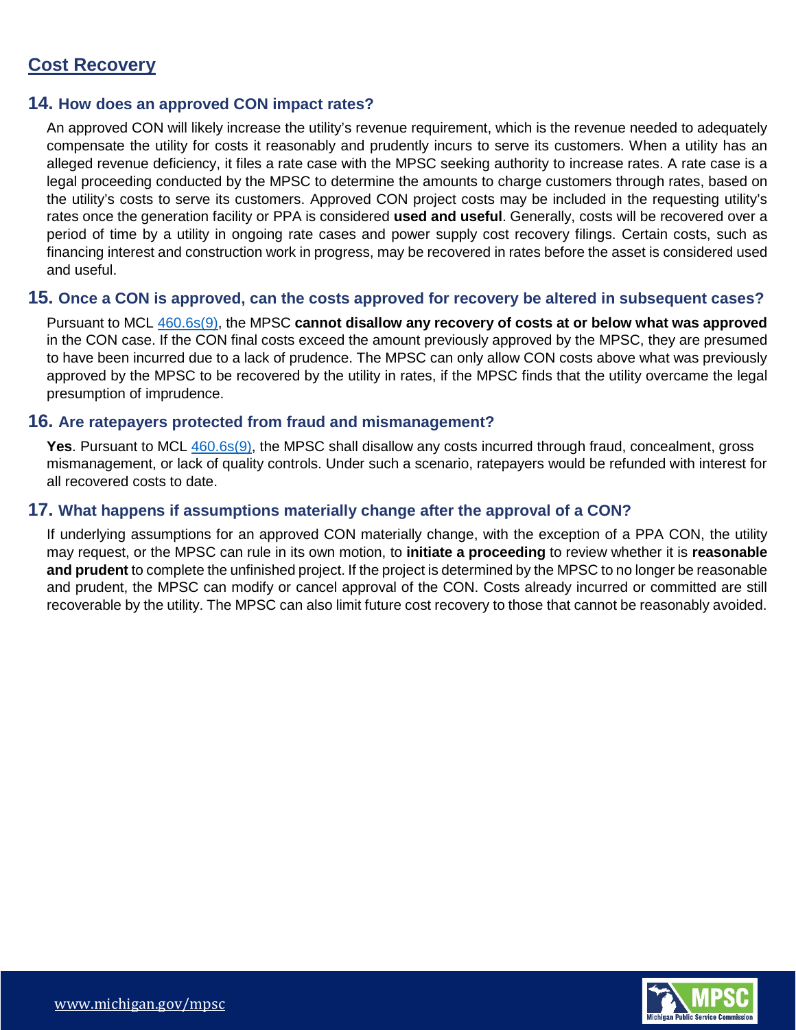## Cost Recovery

### 14. How does an approved CON impact rates?

An approved CON will likely increase the utility's revenue requirement, which is the revenue needed to adequately compensate the utility for costs it reasonably and prudently incurs to serve its customers. When a utility has an alleged revenue deficiency, it files a rate case with the MPSC seeking authority to increase rates. A rate case is a legal proceeding conducted by the MPSC to determine the amounts to charge customers through rates, based on the utility's costs to serve its customers. Approved CON project costs may be included in the requesting utility's rates once the generation facility or PPA is considered **used and useful**. Generally, costs will be recovered over a period of time by a utility in ongoing rate cases and power supply cost recovery filings. Certain costs, such as financing interest and construction work in progress, may be recovered in rates before the asset is considered used and useful.

### 15. Once a CON is approved, can the costs approved for recovery be altered in subsequent cases?

Pursuant to MCL 460.6s(9), the MPSC **cannot disallow any recovery of costs at or below what was approved** in the CON case. If the CON final costs exceed the amount previously approved by the MPSC, they are presumed to have been incurred due to a lack of prudence. The MPSC can only allow CON costs above what was previously approved by the MPSC to be recovered by the utility in rates, if the MPSC finds that the utility overcame the legal presumption of imprudence.

### 16. Are ratepayers protected from fraud and mismanagement?

**Yes**. Pursuant to MCL 460.6s(9), the MPSC shall disallow any costs incurred through fraud, concealment, gross mismanagement, or lack of quality controls. Under such a scenario, ratepayers would be refunded with interest for all recovered costs to date.

### 17. What happens if assumptions materially change after the approval of a CON?

If underlying assumptions for an approved CON materially change, with the exception of a PPA CON, the utility may request, or the MPSC can rule in its own motion, to **initiate a proceeding** to review whether it is **reasonable and prudent** to complete the unfinished project. If the project is determined by the MPSC to no longer be reasonable and prudent, the MPSC can modify or cancel approval of the CON. Costs already incurred or committed are still recoverable by the utility. The MPSC can also limit future cost recovery to those that cannot be reasonably avoided.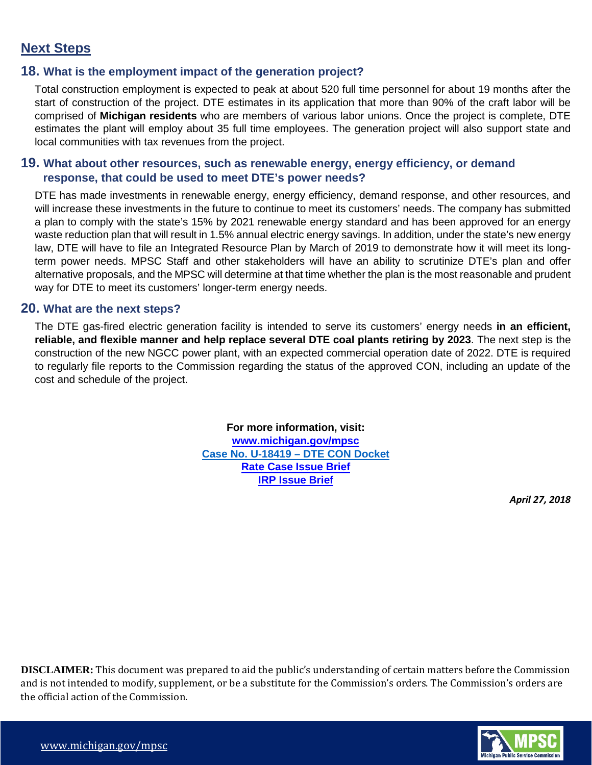## Next Steps

### 18. What is the employment impact of the generation project?

Total construction employment is expected to peak at about 520 full time personnel for about 19 months after the start of construction of the project. DTE estimates in its application that more than 90% of the craft labor will be comprised of **Michigan residents** who are members of various labor unions. Once the project is complete, DTE estimates the plant will employ about 35 full time employees. The generation project will also support state and local communities with tax revenues from the project.

### 19. What about other resources, such as renewable energy, energy efficiency, or demand response, that could be used to meet DTE's power needs?

DTE has made investments in renewable energy, energy efficiency, demand response, and other resources, and will increase these investments in the future to continue to meet its customers' needs. The company has submitted a plan to comply with the state's 15% by 2021 renewable energy standard and has been approved for an energy waste reduction plan that will result in 1.5% annual electric energy savings. In addition, under the state's new energy law, DTE will have to file an Integrated Resource Plan by March of 2019 to demonstrate how it will meet its long-term power needs. MPSC Staff and other stakeholders will have an ability to scrutinize DTE's plan and offer alternative proposals, and the MPSC will determine at that time whether the plan is the most reasonable and prudent way for DTE to meet its customers' longer-term energy needs.

### 20. What are the next steps?

The DTE gas-fired electric generation facility is intended to serve its customers' energy needs **in an efficient, reliable, and flexible manner and help replace several DTE coal plants retiring by 2023**. The next step is the construction of the new NGCC power plant, with an expected commercial operation date of 2022. DTE is required to regularly file reports to the Commission regarding the status of the approved CON, including an update of the cost and schedule of the project.

**For more information, visit:**
**www.michigan.gov/mpsc**
**Case No. U-18419 – DTE CON Docket**
**Rate Case Issue Brief**
**IRP Issue Brief**

***April 27, 2018***

**DISCLAIMER:** This document was prepared to aid the public's understanding of certain matters before the Commission and is not intended to modify, supplement, or be a substitute for the Commission's orders. The Commission's orders are the official action of the Commission.